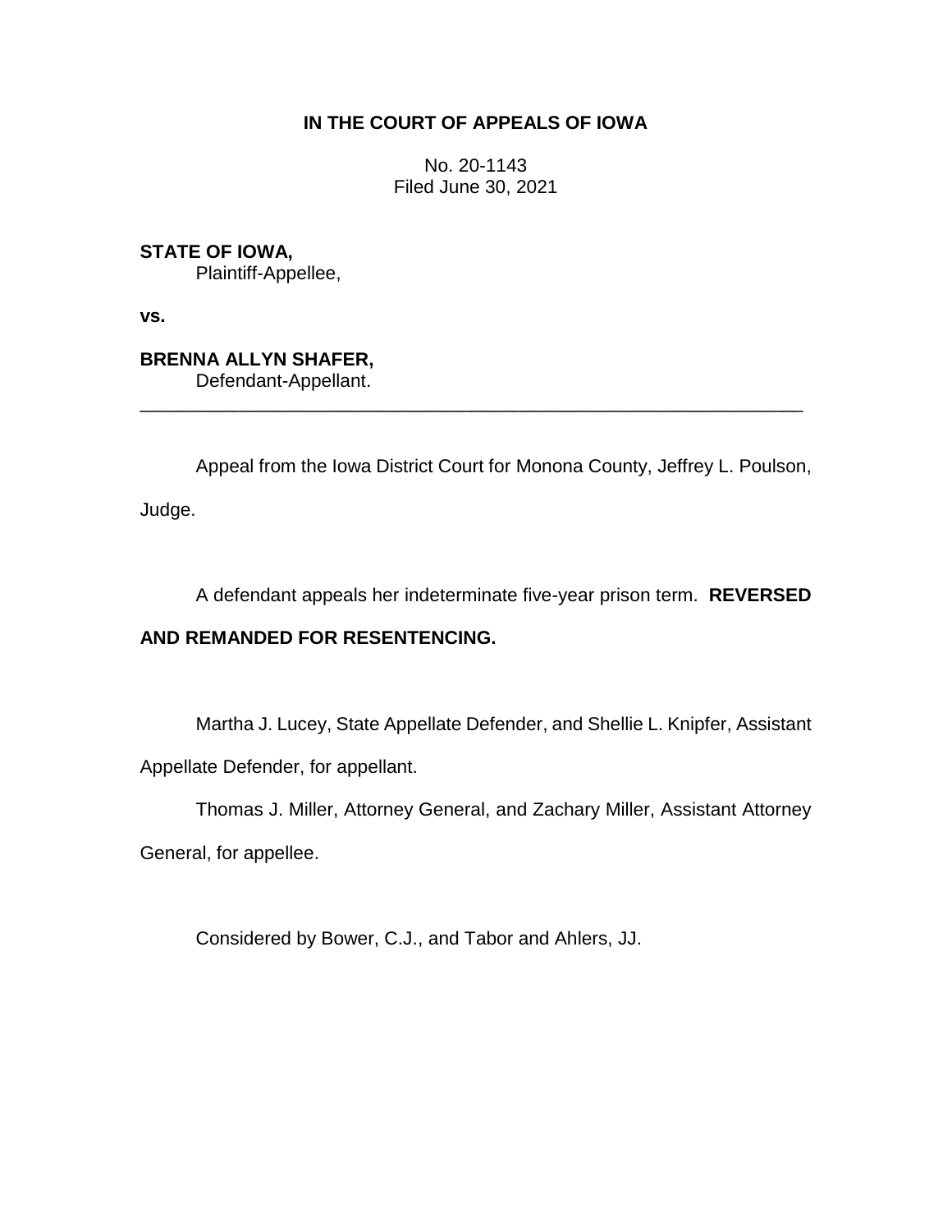# IN THE COURT OF APPEALS OF IOWA

No. 20-1143
Filed June 30, 2021

**STATE OF IOWA,**
Plaintiff-Appellee,

**vs.**

**BRENNA ALLYN SHAFER,**
Defendant-Appellant.

---

Appeal from the Iowa District Court for Monona County, Jeffrey L. Poulson, Judge.

A defendant appeals her indeterminate five-year prison term. **REVERSED AND REMANDED FOR RESENTENCING.**

Martha J. Lucey, State Appellate Defender, and Shellie L. Knipfer, Assistant Appellate Defender, for appellant.

Thomas J. Miller, Attorney General, and Zachary Miller, Assistant Attorney General, for appellee.

Considered by Bower, C.J., and Tabor and Ahlers, JJ.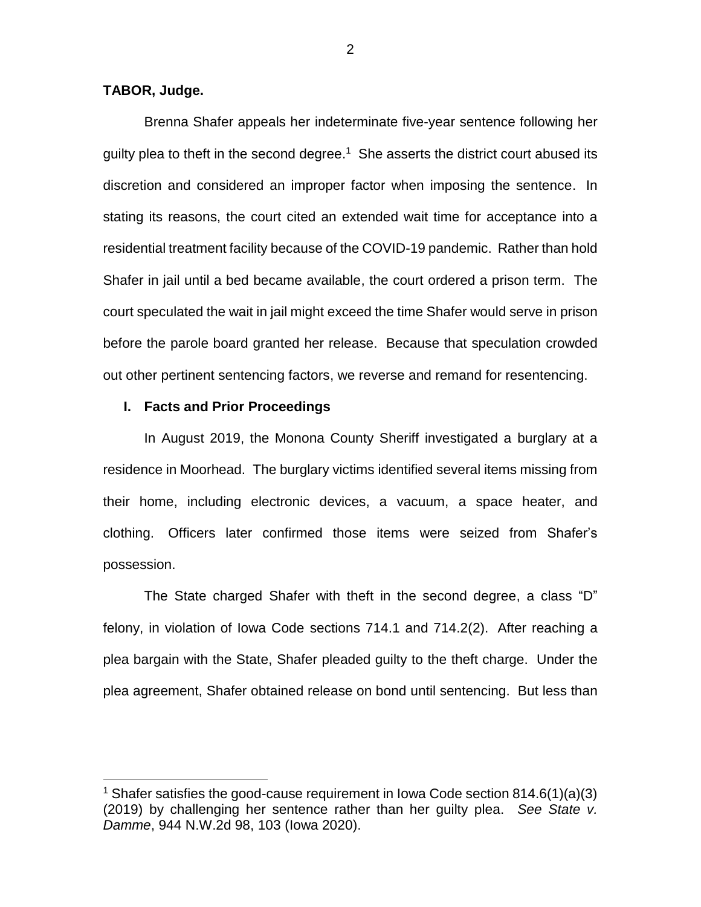**TABOR, Judge.**

Brenna Shafer appeals her indeterminate five-year sentence following her guilty plea to theft in the second degree.[1] She asserts the district court abused its discretion and considered an improper factor when imposing the sentence. In stating its reasons, the court cited an extended wait time for acceptance into a residential treatment facility because of the COVID-19 pandemic. Rather than hold Shafer in jail until a bed became available, the court ordered a prison term. The court speculated the wait in jail might exceed the time Shafer would serve in prison before the parole board granted her release. Because that speculation crowded out other pertinent sentencing factors, we reverse and remand for resentencing.

## I. Facts and Prior Proceedings

In August 2019, the Monona County Sheriff investigated a burglary at a residence in Moorhead. The burglary victims identified several items missing from their home, including electronic devices, a vacuum, a space heater, and clothing. Officers later confirmed those items were seized from Shafer's possession.

The State charged Shafer with theft in the second degree, a class "D" felony, in violation of Iowa Code sections 714.1 and 714.2(2). After reaching a plea bargain with the State, Shafer pleaded guilty to the theft charge. Under the plea agreement, Shafer obtained release on bond until sentencing. But less than

[1] Shafer satisfies the good-cause requirement in Iowa Code section 814.6(1)(a)(3) (2019) by challenging her sentence rather than her guilty plea. *See State v. Damme*, 944 N.W.2d 98, 103 (Iowa 2020).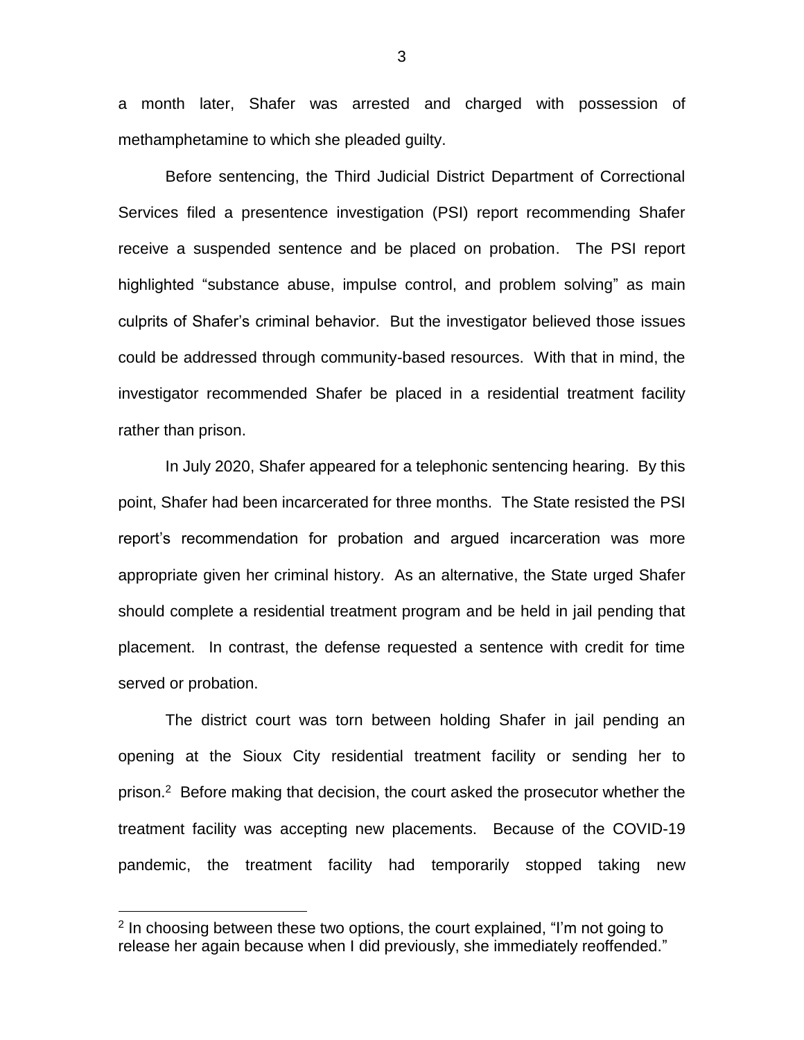a month later, Shafer was arrested and charged with possession of methamphetamine to which she pleaded guilty.

Before sentencing, the Third Judicial District Department of Correctional Services filed a presentence investigation (PSI) report recommending Shafer receive a suspended sentence and be placed on probation. The PSI report highlighted "substance abuse, impulse control, and problem solving" as main culprits of Shafer's criminal behavior. But the investigator believed those issues could be addressed through community-based resources. With that in mind, the investigator recommended Shafer be placed in a residential treatment facility rather than prison.

In July 2020, Shafer appeared for a telephonic sentencing hearing. By this point, Shafer had been incarcerated for three months. The State resisted the PSI report's recommendation for probation and argued incarceration was more appropriate given her criminal history. As an alternative, the State urged Shafer should complete a residential treatment program and be held in jail pending that placement. In contrast, the defense requested a sentence with credit for time served or probation.

The district court was torn between holding Shafer in jail pending an opening at the Sioux City residential treatment facility or sending her to prison.[2] Before making that decision, the court asked the prosecutor whether the treatment facility was accepting new placements. Because of the COVID-19 pandemic, the treatment facility had temporarily stopped taking new

[2] In choosing between these two options, the court explained, "I'm not going to release her again because when I did previously, she immediately reoffended."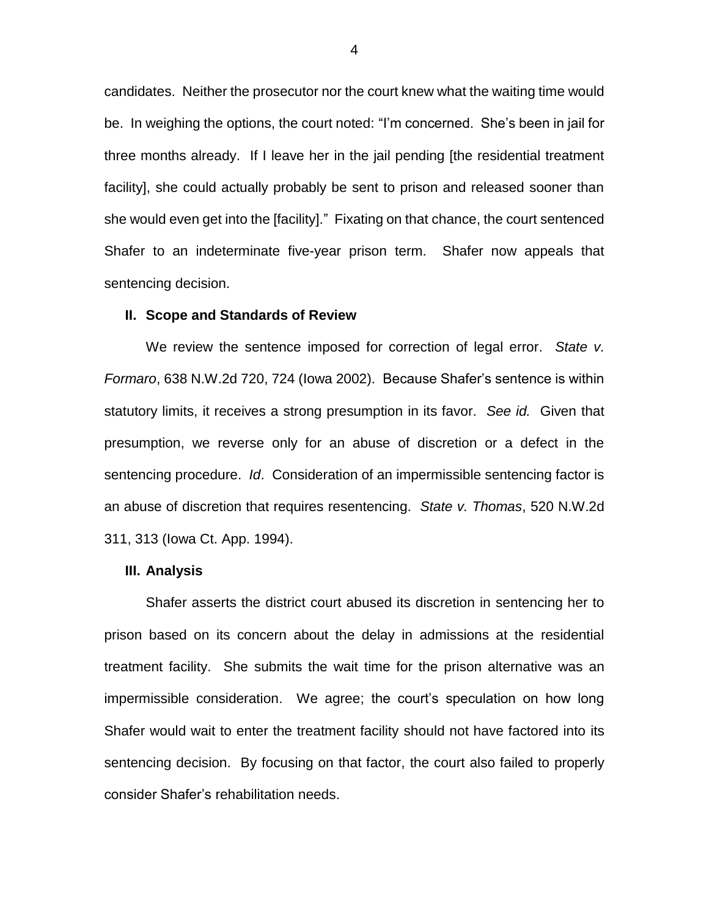candidates. Neither the prosecutor nor the court knew what the waiting time would be. In weighing the options, the court noted: "I'm concerned. She's been in jail for three months already. If I leave her in the jail pending [the residential treatment facility], she could actually probably be sent to prison and released sooner than she would even get into the [facility]." Fixating on that chance, the court sentenced Shafer to an indeterminate five-year prison term. Shafer now appeals that sentencing decision.

**II. Scope and Standards of Review**

We review the sentence imposed for correction of legal error. *State v. Formaro*, 638 N.W.2d 720, 724 (Iowa 2002). Because Shafer's sentence is within statutory limits, it receives a strong presumption in its favor. *See id.* Given that presumption, we reverse only for an abuse of discretion or a defect in the sentencing procedure. *Id*. Consideration of an impermissible sentencing factor is an abuse of discretion that requires resentencing. *State v. Thomas*, 520 N.W.2d 311, 313 (Iowa Ct. App. 1994).

**III. Analysis**

Shafer asserts the district court abused its discretion in sentencing her to prison based on its concern about the delay in admissions at the residential treatment facility. She submits the wait time for the prison alternative was an impermissible consideration. We agree; the court's speculation on how long Shafer would wait to enter the treatment facility should not have factored into its sentencing decision. By focusing on that factor, the court also failed to properly consider Shafer's rehabilitation needs.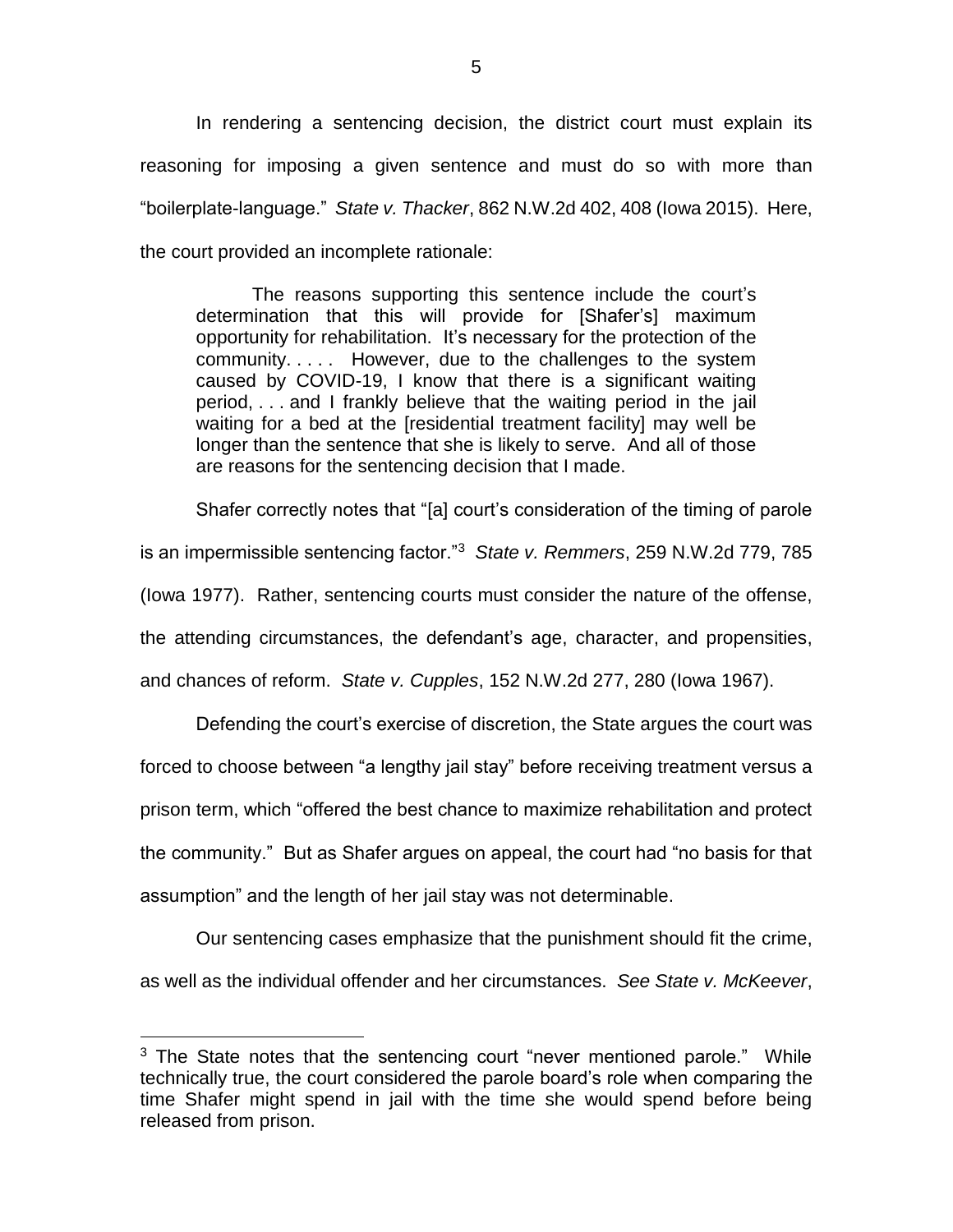In rendering a sentencing decision, the district court must explain its reasoning for imposing a given sentence and must do so with more than "boilerplate-language." *State v. Thacker*, 862 N.W.2d 402, 408 (Iowa 2015). Here, the court provided an incomplete rationale:

> The reasons supporting this sentence include the court's determination that this will provide for [Shafer's] maximum opportunity for rehabilitation. It's necessary for the protection of the community. . . . . However, due to the challenges to the system caused by COVID-19, I know that there is a significant waiting period, . . . and I frankly believe that the waiting period in the jail waiting for a bed at the [residential treatment facility] may well be longer than the sentence that she is likely to serve. And all of those are reasons for the sentencing decision that I made.

Shafer correctly notes that "[a] court's consideration of the timing of parole is an impermissible sentencing factor."[3] *State v. Remmers*, 259 N.W.2d 779, 785 (Iowa 1977). Rather, sentencing courts must consider the nature of the offense, the attending circumstances, the defendant's age, character, and propensities, and chances of reform. *State v. Cupples*, 152 N.W.2d 277, 280 (Iowa 1967).

Defending the court's exercise of discretion, the State argues the court was forced to choose between "a lengthy jail stay" before receiving treatment versus a prison term, which "offered the best chance to maximize rehabilitation and protect the community." But as Shafer argues on appeal, the court had "no basis for that assumption" and the length of her jail stay was not determinable.

Our sentencing cases emphasize that the punishment should fit the crime, as well as the individual offender and her circumstances. *See State v. McKeever*,

---

[3] The State notes that the sentencing court "never mentioned parole." While technically true, the court considered the parole board's role when comparing the time Shafer might spend in jail with the time she would spend before being released from prison.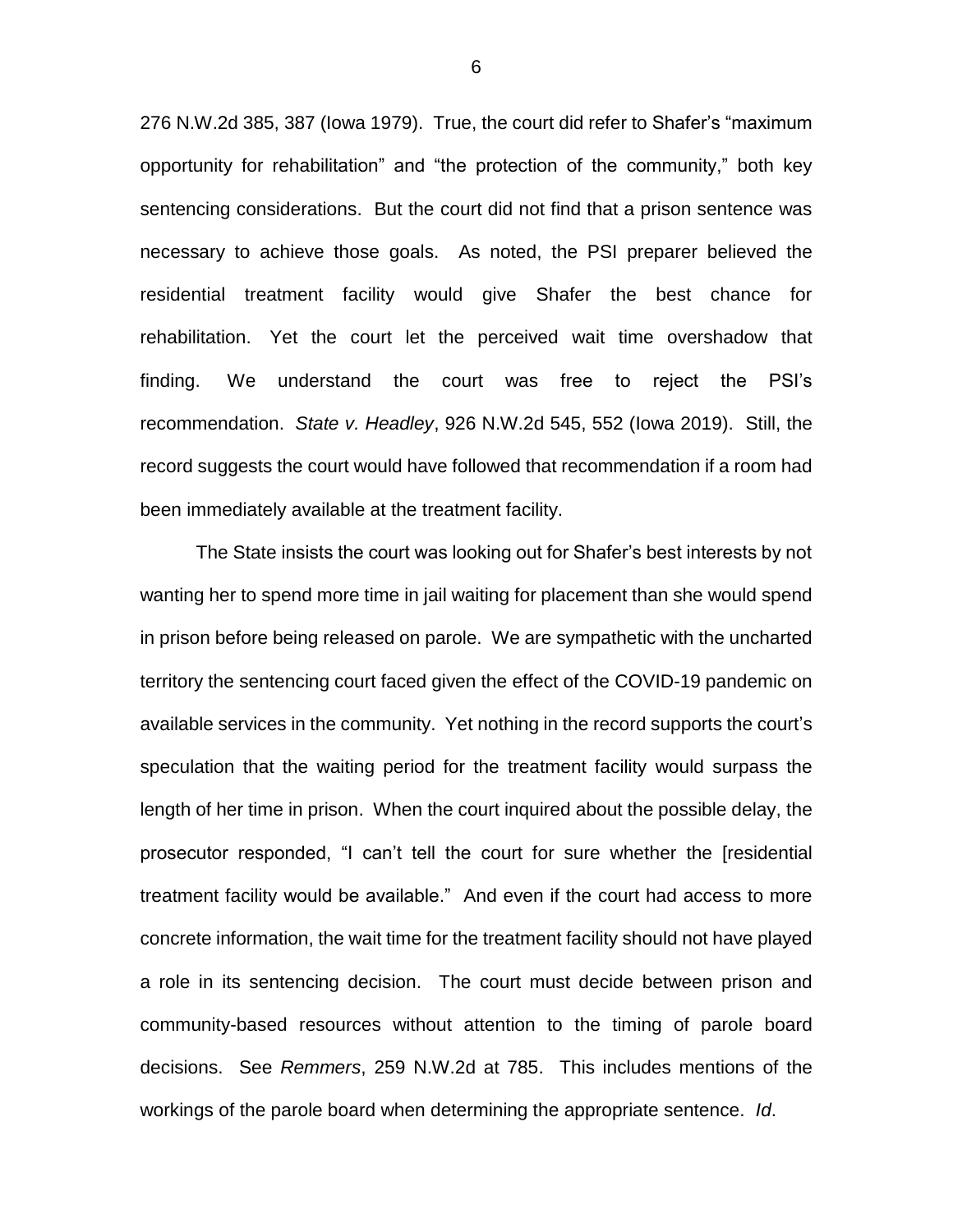276 N.W.2d 385, 387 (Iowa 1979). True, the court did refer to Shafer's "maximum opportunity for rehabilitation" and "the protection of the community," both key sentencing considerations. But the court did not find that a prison sentence was necessary to achieve those goals. As noted, the PSI preparer believed the residential treatment facility would give Shafer the best chance for rehabilitation. Yet the court let the perceived wait time overshadow that finding. We understand the court was free to reject the PSI's recommendation. *State v. Headley*, 926 N.W.2d 545, 552 (Iowa 2019). Still, the record suggests the court would have followed that recommendation if a room had been immediately available at the treatment facility.

The State insists the court was looking out for Shafer's best interests by not wanting her to spend more time in jail waiting for placement than she would spend in prison before being released on parole. We are sympathetic with the uncharted territory the sentencing court faced given the effect of the COVID-19 pandemic on available services in the community. Yet nothing in the record supports the court's speculation that the waiting period for the treatment facility would surpass the length of her time in prison. When the court inquired about the possible delay, the prosecutor responded, "I can't tell the court for sure whether the [residential treatment facility would be available." And even if the court had access to more concrete information, the wait time for the treatment facility should not have played a role in its sentencing decision. The court must decide between prison and community-based resources without attention to the timing of parole board decisions. See *Remmers*, 259 N.W.2d at 785. This includes mentions of the workings of the parole board when determining the appropriate sentence. *Id*.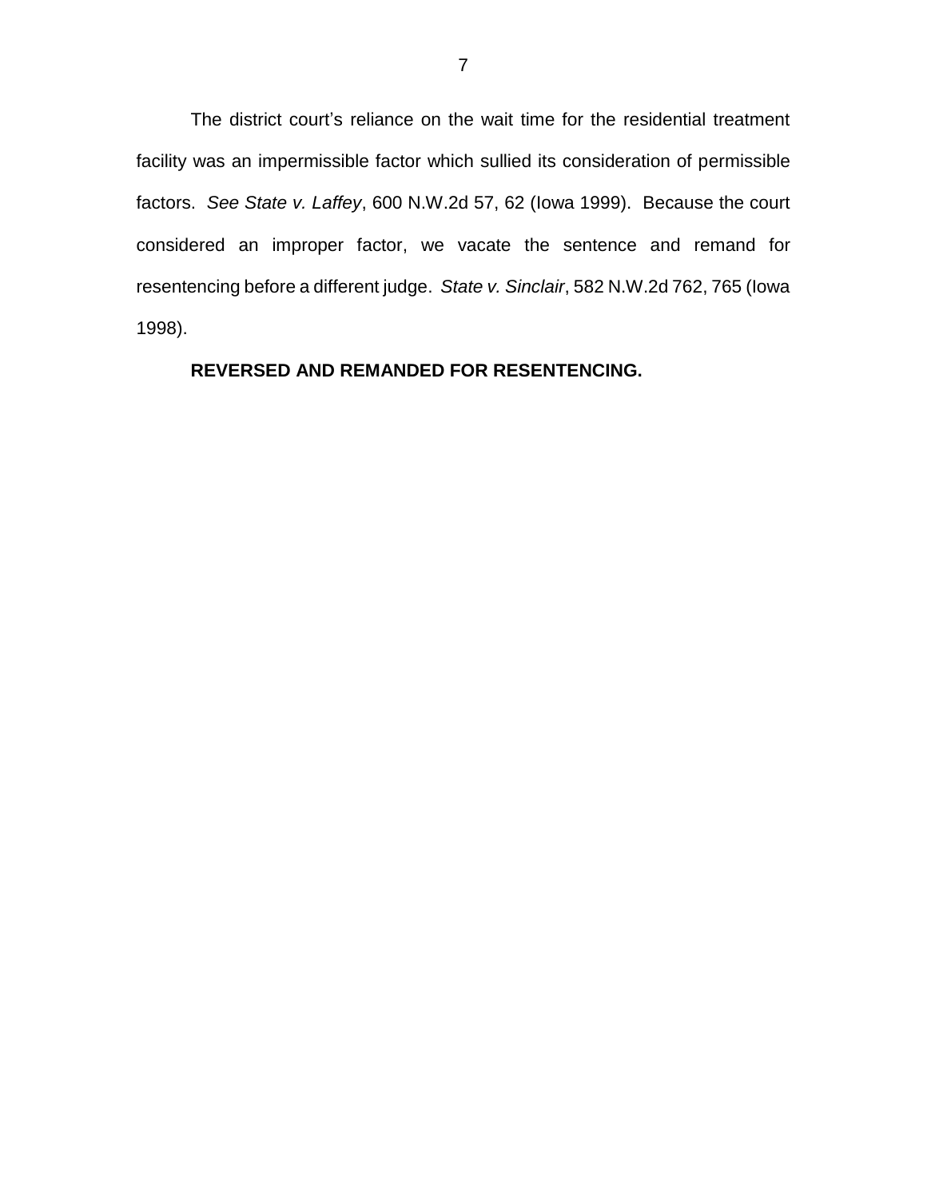The district court's reliance on the wait time for the residential treatment facility was an impermissible factor which sullied its consideration of permissible factors. *See State v. Laffey*, 600 N.W.2d 57, 62 (Iowa 1999). Because the court considered an improper factor, we vacate the sentence and remand for resentencing before a different judge. *State v. Sinclair*, 582 N.W.2d 762, 765 (Iowa 1998).

**REVERSED AND REMANDED FOR RESENTENCING.**